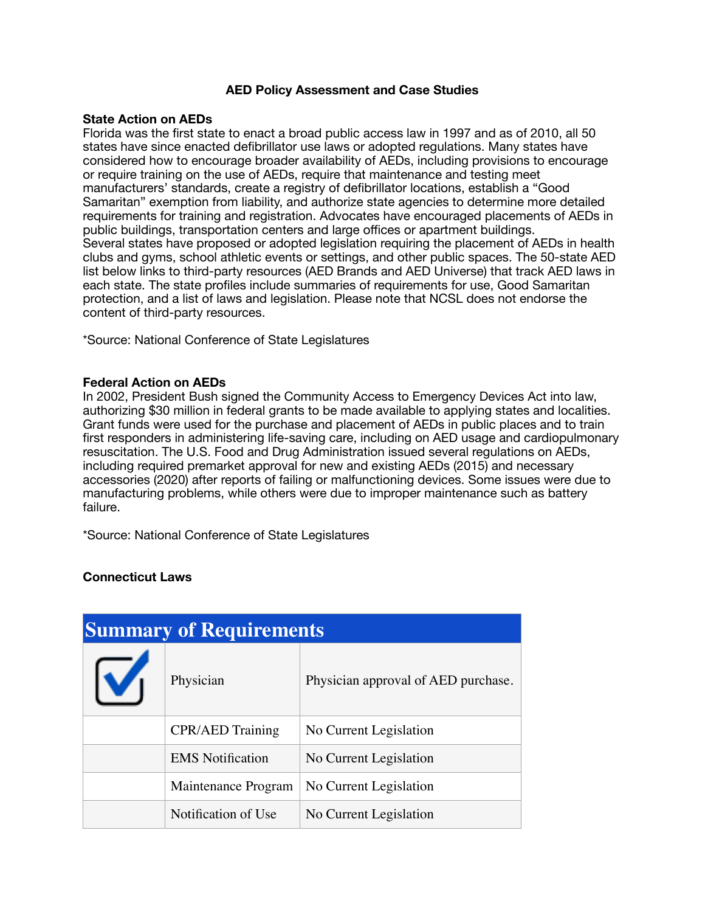# AED Policy Assessment and Case Studies

## State Action on AEDs

Florida was the first state to enact a broad public access law in 1997 and as of 2010, all 50 states have since enacted defibrillator use laws or adopted regulations. Many states have considered how to encourage broader availability of AEDs, including provisions to encourage or require training on the use of AEDs, require that maintenance and testing meet manufacturers' standards, create a registry of defibrillator locations, establish a "Good Samaritan" exemption from liability, and authorize state agencies to determine more detailed requirements for training and registration. Advocates have encouraged placements of AEDs in public buildings, transportation centers and large offices or apartment buildings.
Several states have proposed or adopted legislation requiring the placement of AEDs in health clubs and gyms, school athletic events or settings, and other public spaces. The 50-state AED list below links to third-party resources (AED Brands and AED Universe) that track AED laws in each state. The state profiles include summaries of requirements for use, Good Samaritan protection, and a list of laws and legislation. Please note that NCSL does not endorse the content of third-party resources.

*Source: National Conference of State Legislatures

## Federal Action on AEDs

In 2002, President Bush signed the Community Access to Emergency Devices Act into law, authorizing $30 million in federal grants to be made available to applying states and localities. Grant funds were used for the purchase and placement of AEDs in public places and to train first responders in administering life-saving care, including on AED usage and cardiopulmonary resuscitation. The U.S. Food and Drug Administration issued several regulations on AEDs, including required premarket approval for new and existing AEDs (2015) and necessary accessories (2020) after reports of failing or malfunctioning devices. Some issues were due to manufacturing problems, while others were due to improper maintenance such as battery failure.

*Source: National Conference of State Legislatures

## Connecticut Laws

| Summary of Requirements | | |
|---|---|---|
| ☑ | Physician | Physician approval of AED purchase. |
| | CPR/AED Training | No Current Legislation |
| | EMS Notification | No Current Legislation |
| | Maintenance Program | No Current Legislation |
| | Notification of Use | No Current Legislation |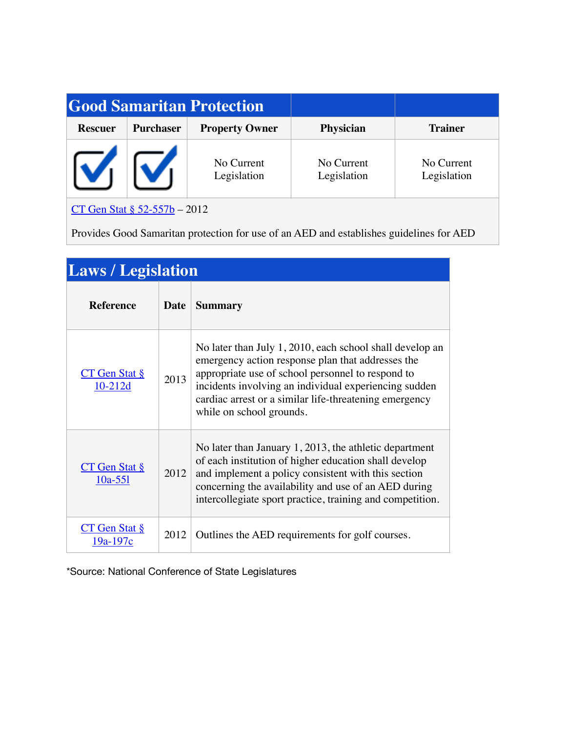## Good Samaritan Protection

| Rescuer | Purchaser | Property Owner | Physician | Trainer |
|---|---|---|---|---|
| ☑ | ☑ | No Current Legislation | No Current Legislation | No Current Legislation |

CT Gen Stat § 52-557b – 2012

Provides Good Samaritan protection for use of an AED and establishes guidelines for AED

## Laws / Legislation

| Reference | Date | Summary |
|---|---|---|
| CT Gen Stat § 10-212d | 2013 | No later than July 1, 2010, each school shall develop an emergency action response plan that addresses the appropriate use of school personnel to respond to incidents involving an individual experiencing sudden cardiac arrest or a similar life-threatening emergency while on school grounds. |
| CT Gen Stat § 10a-55l | 2012 | No later than January 1, 2013, the athletic department of each institution of higher education shall develop and implement a policy consistent with this section concerning the availability and use of an AED during intercollegiate sport practice, training and competition. |
| CT Gen Stat § 19a-197c | 2012 | Outlines the AED requirements for golf courses. |

*Source: National Conference of State Legislatures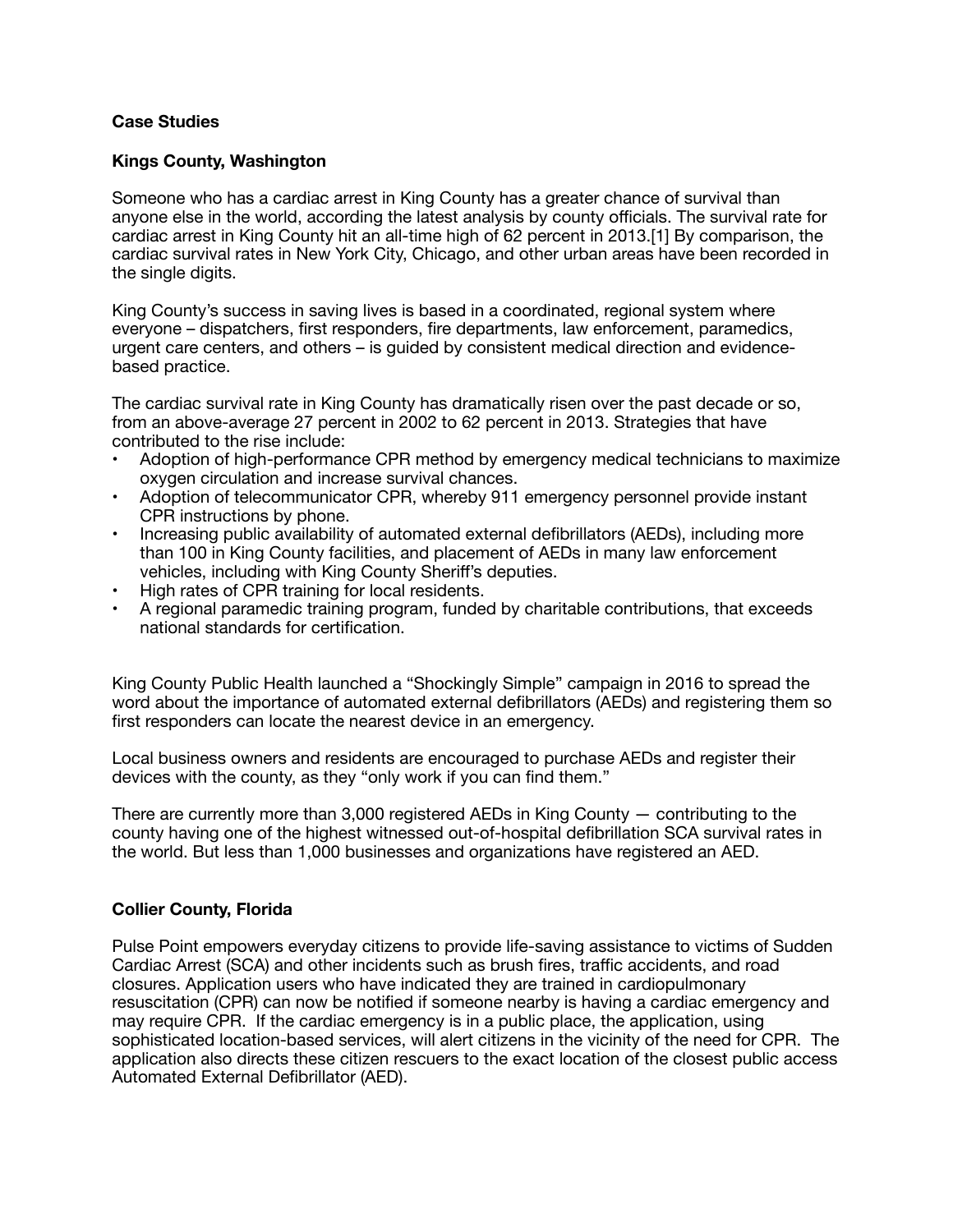**Case Studies**

**Kings County, Washington**

Someone who has a cardiac arrest in King County has a greater chance of survival than anyone else in the world, according the latest analysis by county officials. The survival rate for cardiac arrest in King County hit an all-time high of 62 percent in 2013.[1] By comparison, the cardiac survival rates in New York City, Chicago, and other urban areas have been recorded in the single digits.

King County's success in saving lives is based in a coordinated, regional system where everyone – dispatchers, first responders, fire departments, law enforcement, paramedics, urgent care centers, and others – is guided by consistent medical direction and evidence-based practice.

The cardiac survival rate in King County has dramatically risen over the past decade or so, from an above-average 27 percent in 2002 to 62 percent in 2013. Strategies that have contributed to the rise include:

- Adoption of high-performance CPR method by emergency medical technicians to maximize oxygen circulation and increase survival chances.
- Adoption of telecommunicator CPR, whereby 911 emergency personnel provide instant CPR instructions by phone.
- Increasing public availability of automated external defibrillators (AEDs), including more than 100 in King County facilities, and placement of AEDs in many law enforcement vehicles, including with King County Sheriff's deputies.
- High rates of CPR training for local residents.
- A regional paramedic training program, funded by charitable contributions, that exceeds national standards for certification.

King County Public Health launched a "Shockingly Simple" campaign in 2016 to spread the word about the importance of automated external defibrillators (AEDs) and registering them so first responders can locate the nearest device in an emergency.

Local business owners and residents are encouraged to purchase AEDs and register their devices with the county, as they "only work if you can find them."

There are currently more than 3,000 registered AEDs in King County — contributing to the county having one of the highest witnessed out-of-hospital defibrillation SCA survival rates in the world. But less than 1,000 businesses and organizations have registered an AED.

**Collier County, Florida**

Pulse Point empowers everyday citizens to provide life-saving assistance to victims of Sudden Cardiac Arrest (SCA) and other incidents such as brush fires, traffic accidents, and road closures. Application users who have indicated they are trained in cardiopulmonary resuscitation (CPR) can now be notified if someone nearby is having a cardiac emergency and may require CPR. If the cardiac emergency is in a public place, the application, using sophisticated location-based services, will alert citizens in the vicinity of the need for CPR. The application also directs these citizen rescuers to the exact location of the closest public access Automated External Defibrillator (AED).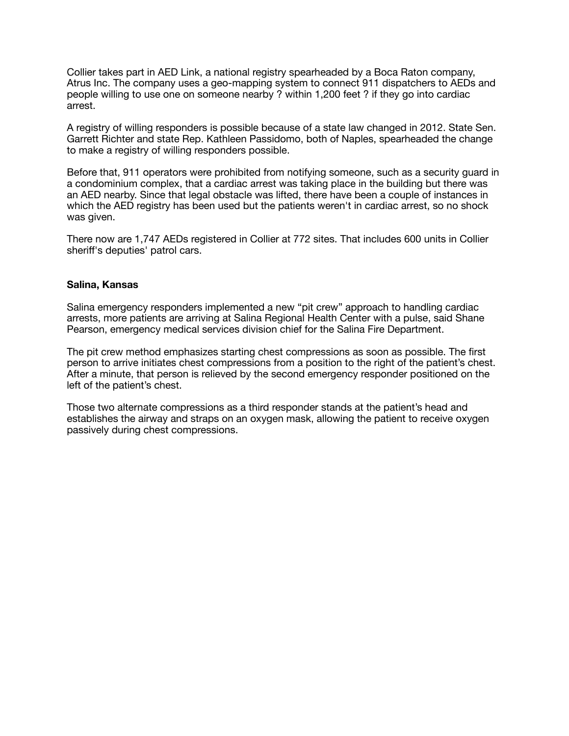Collier takes part in AED Link, a national registry spearheaded by a Boca Raton company, Atrus Inc. The company uses a geo-mapping system to connect 911 dispatchers to AEDs and people willing to use one on someone nearby ? within 1,200 feet ? if they go into cardiac arrest.

A registry of willing responders is possible because of a state law changed in 2012. State Sen. Garrett Richter and state Rep. Kathleen Passidomo, both of Naples, spearheaded the change to make a registry of willing responders possible.

Before that, 911 operators were prohibited from notifying someone, such as a security guard in a condominium complex, that a cardiac arrest was taking place in the building but there was an AED nearby. Since that legal obstacle was lifted, there have been a couple of instances in which the AED registry has been used but the patients weren't in cardiac arrest, so no shock was given.

There now are 1,747 AEDs registered in Collier at 772 sites. That includes 600 units in Collier sheriff's deputies' patrol cars.

**Salina, Kansas**

Salina emergency responders implemented a new "pit crew" approach to handling cardiac arrests, more patients are arriving at Salina Regional Health Center with a pulse, said Shane Pearson, emergency medical services division chief for the Salina Fire Department.

The pit crew method emphasizes starting chest compressions as soon as possible. The first person to arrive initiates chest compressions from a position to the right of the patient's chest. After a minute, that person is relieved by the second emergency responder positioned on the left of the patient's chest.

Those two alternate compressions as a third responder stands at the patient's head and establishes the airway and straps on an oxygen mask, allowing the patient to receive oxygen passively during chest compressions.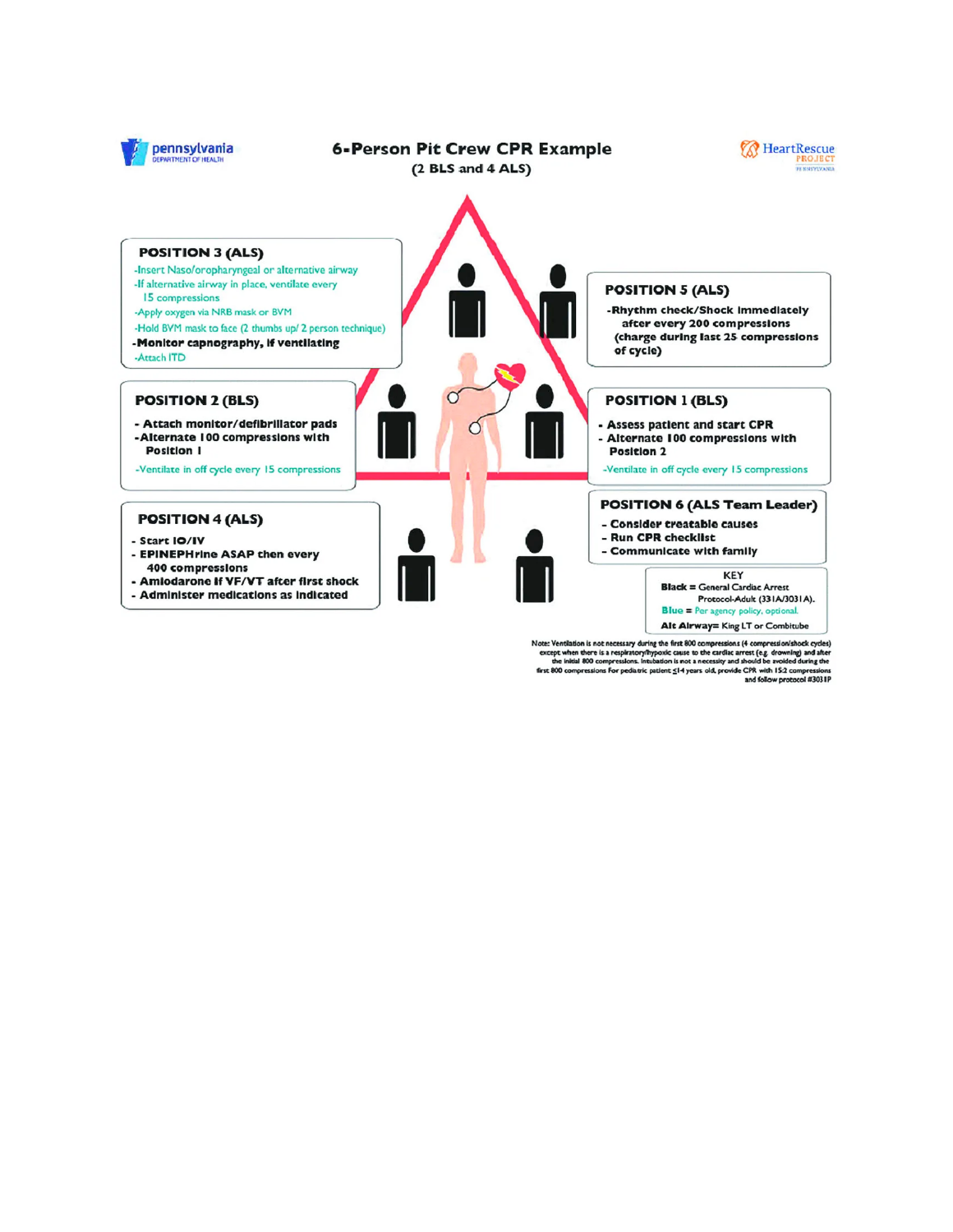pennsylvania
DEPARTMENT OF HEALTH

# 6-Person Pit Crew CPR Example
## (2 BLS and 4 ALS)

HeartRescue PROJECT PENNSYLVANIA

### POSITION 3 (ALS)

- -Insert Naso/oropharyngeal or alternative airway
- -If alternative airway in place, ventilate every 15 compressions
- -Apply oxygen via NRB mask or BVM
- -Hold BVM mask to face (2 thumbs up/ 2 person technique)
- **-Monitor capnography, if ventilating**
- -Attach ITD

### POSITION 5 (ALS)

- **-Rhythm check/Shock immediately after every 200 compressions (charge during last 25 compressions of cycle)**

### POSITION 2 (BLS)

- **- Attach monitor/defibrillator pads**
- **-Alternate 100 compressions with Position 1**
- -Ventilate in off cycle every 15 compressions

### POSITION 1 (BLS)

- **- Assess patient and start CPR**
- **- Alternate 100 compressions with Position 2**
- -Ventilate in off cycle every 15 compressions

### POSITION 4 (ALS)

- **- Start IO/IV**
- **- EPINEPHrine ASAP then every 400 compressions**
- **- Amiodarone if VF/VT after first shock**
- **- Administer medications as indicated**

### POSITION 6 (ALS Team Leader)

- **– Consider treatable causes**
- **– Run CPR checklist**
- **– Communicate with family**

KEY
**Black** = General Cardiac Arrest Protocol-Adult (331A/3031A).
**Blue** = Per agency policy, optional.
**Alt Airway**= King LT or Combitube

Note: Ventilation is not necessary during the first 800 compressions (4 compression/shock cycles) except when there is a respiratory/hypoxic cause to the cardiac arrest (e.g. drowning) and after the initial 800 compressions. Intubation is not a necessity and should be avoided during the first 800 compressions For pediatric patient ≤14 years old, provide CPR with 15:2 compressions and follow protocol #3031P